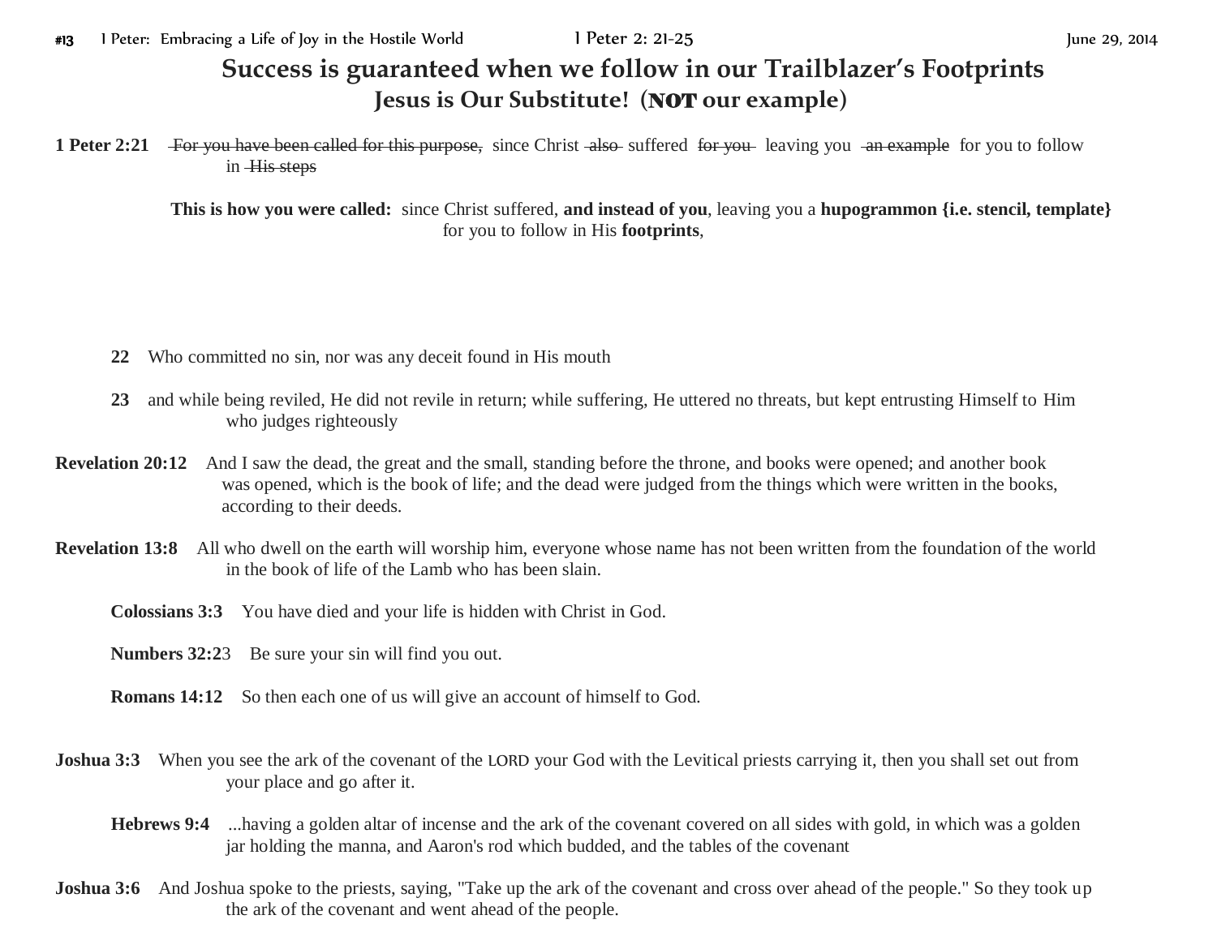# Success is guaranteed when we follow in our Trailblazer's Footprints

## Jesus is Our Substitute! (NOT our example)

**1 Peter 2:21** ~~For you have been called for this purpose,~~ since Christ ~~also~~ suffered ~~for you~~ leaving you ~~an example~~ for you to follow in ~~His steps~~

**This is how you were called:** since Christ suffered, **and instead of you**, leaving you a **hupogrammon {i.e. stencil, template}** for you to follow in His **footprints**,

**22** Who committed no sin, nor was any deceit found in His mouth

**23** and while being reviled, He did not revile in return; while suffering, He uttered no threats, but kept entrusting Himself to Him who judges righteously

**Revelation 20:12** And I saw the dead, the great and the small, standing before the throne, and books were opened; and another book was opened, which is the book of life; and the dead were judged from the things which were written in the books, according to their deeds.

**Revelation 13:8** All who dwell on the earth will worship him, everyone whose name has not been written from the foundation of the world in the book of life of the Lamb who has been slain.

**Colossians 3:3** You have died and your life is hidden with Christ in God.

**Numbers 32:2**3 Be sure your sin will find you out.

**Romans 14:12** So then each one of us will give an account of himself to God.

**Joshua 3:3** When you see the ark of the covenant of the LORD your God with the Levitical priests carrying it, then you shall set out from your place and go after it.

**Hebrews 9:4** ...having a golden altar of incense and the ark of the covenant covered on all sides with gold, in which was a golden jar holding the manna, and Aaron's rod which budded, and the tables of the covenant

**Joshua 3:6** And Joshua spoke to the priests, saying, "Take up the ark of the covenant and cross over ahead of the people." So they took up the ark of the covenant and went ahead of the people.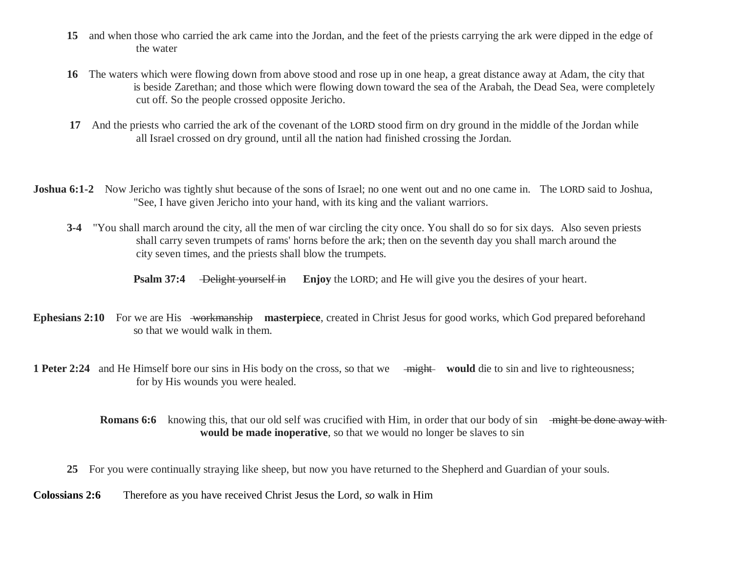**15** and when those who carried the ark came into the Jordan, and the feet of the priests carrying the ark were dipped in the edge of the water

**16** The waters which were flowing down from above stood and rose up in one heap, a great distance away at Adam, the city that is beside Zarethan; and those which were flowing down toward the sea of the Arabah, the Dead Sea, were completely cut off. So the people crossed opposite Jericho.

**17** And the priests who carried the ark of the covenant of the LORD stood firm on dry ground in the middle of the Jordan while all Israel crossed on dry ground, until all the nation had finished crossing the Jordan.

**Joshua 6:1-2** Now Jericho was tightly shut because of the sons of Israel; no one went out and no one came in. The LORD said to Joshua, "See, I have given Jericho into your hand, with its king and the valiant warriors.

**3-4** "You shall march around the city, all the men of war circling the city once. You shall do so for six days. Also seven priests shall carry seven trumpets of rams' horns before the ark; then on the seventh day you shall march around the city seven times, and the priests shall blow the trumpets.

**Psalm 37:4** ~~Delight yourself in~~ **Enjoy** the LORD; and He will give you the desires of your heart.

**Ephesians 2:10** For we are His ~~workmanship~~ **masterpiece**, created in Christ Jesus for good works, which God prepared beforehand so that we would walk in them.

**1 Peter 2:24** and He Himself bore our sins in His body on the cross, so that we ~~might~~ **would** die to sin and live to righteousness; for by His wounds you were healed.

**Romans 6:6** knowing this, that our old self was crucified with Him, in order that our body of sin ~~might be done away with~~ **would be made inoperative**, so that we would no longer be slaves to sin

**25** For you were continually straying like sheep, but now you have returned to the Shepherd and Guardian of your souls.

**Colossians 2:6** Therefore as you have received Christ Jesus the Lord, *so* walk in Him